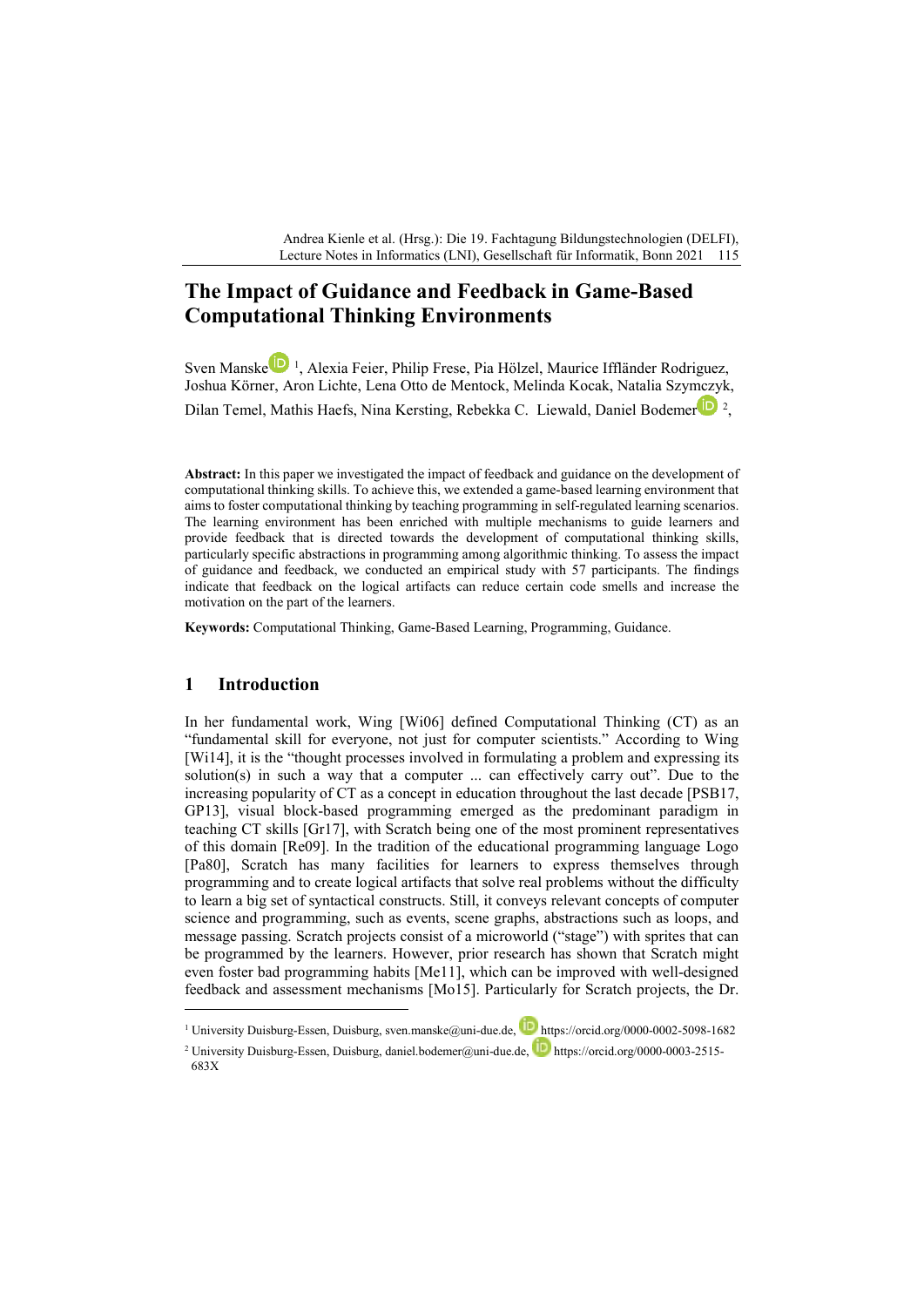# The Impact of Guidance and Feedback in Game-Based Computational Thinking Environments

Sven Manske [1], Alexia Feier, Philip Frese, Pia Hölzel, Maurice Iffländer Rodriguez, Joshua Körner, Aron Lichte, Lena Otto de Mentock, Melinda Kocak, Natalia Szymczyk, Dilan Temel, Mathis Haefs, Nina Kersting, Rebekka C. Liewald, Daniel Bodemer [2],

**Abstract:** In this paper we investigated the impact of feedback and guidance on the development of computational thinking skills. To achieve this, we extended a game-based learning environment that aims to foster computational thinking by teaching programming in self-regulated learning scenarios. The learning environment has been enriched with multiple mechanisms to guide learners and provide feedback that is directed towards the development of computational thinking skills, particularly specific abstractions in programming among algorithmic thinking. To assess the impact of guidance and feedback, we conducted an empirical study with 57 participants. The findings indicate that feedback on the logical artifacts can reduce certain code smells and increase the motivation on the part of the learners.

**Keywords:** Computational Thinking, Game-Based Learning, Programming, Guidance.

## 1 Introduction

In her fundamental work, Wing [Wi06] defined Computational Thinking (CT) as an "fundamental skill for everyone, not just for computer scientists." According to Wing [Wi14], it is the "thought processes involved in formulating a problem and expressing its solution(s) in such a way that a computer ... can effectively carry out". Due to the increasing popularity of CT as a concept in education throughout the last decade [PSB17, GP13], visual block-based programming emerged as the predominant paradigm in teaching CT skills [Gr17], with Scratch being one of the most prominent representatives of this domain [Re09]. In the tradition of the educational programming language Logo [Pa80], Scratch has many facilities for learners to express themselves through programming and to create logical artifacts that solve real problems without the difficulty to learn a big set of syntactical constructs. Still, it conveys relevant concepts of computer science and programming, such as events, scene graphs, abstractions such as loops, and message passing. Scratch projects consist of a microworld ("stage") with sprites that can be programmed by the learners. However, prior research has shown that Scratch might even foster bad programming habits [Me11], which can be improved with well-designed feedback and assessment mechanisms [Mo15]. Particularly for Scratch projects, the Dr.

---

[1] University Duisburg-Essen, Duisburg, sven.manske@uni-due.de, https://orcid.org/0000-0002-5098-1682

[2] University Duisburg-Essen, Duisburg, daniel.bodemer@uni-due.de, https://orcid.org/0000-0003-2515-683X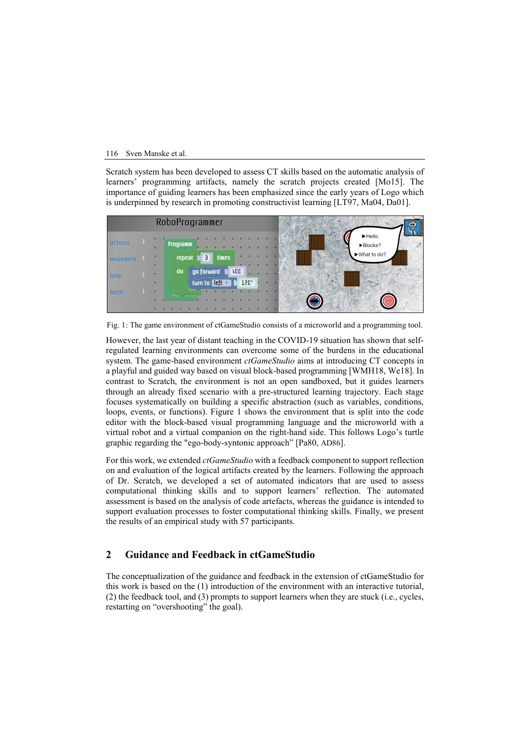Scratch system has been developed to assess CT skills based on the automatic analysis of learners' programming artifacts, namely the scratch projects created [Mo15]. The importance of guiding learners has been emphasized since the early years of Logo which is underpinned by research in promoting constructivist learning [LT97, Ma04, Da01].

Fig. 1: The game environment of ctGameStudio consists of a microworld and a programming tool.

However, the last year of distant teaching in the COVID-19 situation has shown that self-regulated learning environments can overcome some of the burdens in the educational system. The game-based environment *ctGameStudio* aims at introducing CT concepts in a playful and guided way based on visual block-based programming [WMH18, We18]. In contrast to Scratch, the environment is not an open sandboxed, but it guides learners through an already fixed scenario with a pre-structured learning trajectory. Each stage focuses systematically on building a specific abstraction (such as variables, conditions, loops, events, or functions). Figure 1 shows the environment that is split into the code editor with the block-based visual programming language and the microworld with a virtual robot and a virtual companion on the right-hand side. This follows Logo's turtle graphic regarding the "ego-body-syntonic approach" [Pa80, AD86].

For this work, we extended *ctGameStudio* with a feedback component to support reflection on and evaluation of the logical artifacts created by the learners. Following the approach of Dr. Scratch, we developed a set of automated indicators that are used to assess computational thinking skills and to support learners' reflection. The automated assessment is based on the analysis of code artefacts, whereas the guidance is intended to support evaluation processes to foster computational thinking skills. Finally, we present the results of an empirical study with 57 participants.

## 2 Guidance and Feedback in ctGameStudio

The conceptualization of the guidance and feedback in the extension of ctGameStudio for this work is based on the (1) introduction of the environment with an interactive tutorial, (2) the feedback tool, and (3) prompts to support learners when they are stuck (i.e., cycles, restarting on "overshooting" the goal).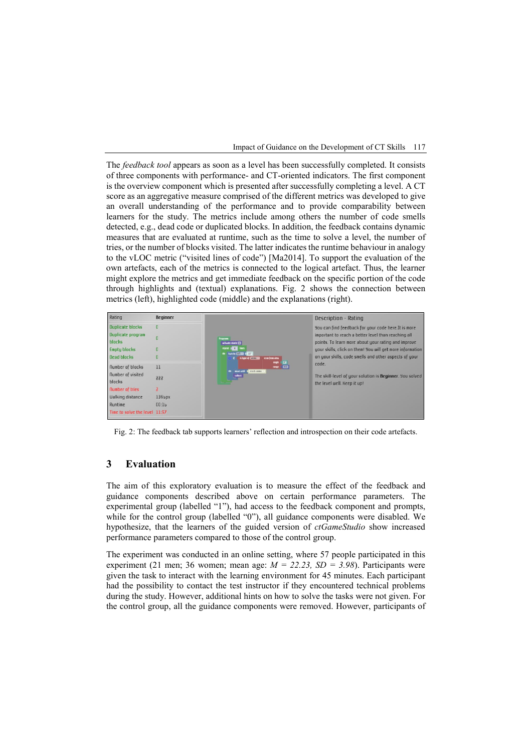The *feedback tool* appears as soon as a level has been successfully completed. It consists of three components with performance- and CT-oriented indicators. The first component is the overview component which is presented after successfully completing a level. A CT score as an aggregative measure comprised of the different metrics was developed to give an overall understanding of the performance and to provide comparability between learners for the study. The metrics include among others the number of code smells detected, e.g., dead code or duplicated blocks. In addition, the feedback contains dynamic measures that are evaluated at runtime, such as the time to solve a level, the number of tries, or the number of blocks visited. The latter indicates the runtime behaviour in analogy to the vLOC metric ("visited lines of code") [Ma2014]. To support the evaluation of the own artefacts, each of the metrics is connected to the logical artefact. Thus, the learner might explore the metrics and get immediate feedback on the specific portion of the code through highlights and (textual) explanations. Fig. 2 shows the connection between metrics (left), highlighted code (middle) and the explanations (right).

Fig. 2: The feedback tab supports learners' reflection and introspection on their code artefacts.

## 3 Evaluation

The aim of this exploratory evaluation is to measure the effect of the feedback and guidance components described above on certain performance parameters. The experimental group (labelled "1"), had access to the feedback component and prompts, while for the control group (labelled "0"), all guidance components were disabled. We hypothesize, that the learners of the guided version of *ctGameStudio* show increased performance parameters compared to those of the control group.

The experiment was conducted in an online setting, where 57 people participated in this experiment (21 men; 36 women; mean age: $M = 22.23$, $SD = 3.98$). Participants were given the task to interact with the learning environment for 45 minutes. Each participant had the possibility to contact the test instructor if they encountered technical problems during the study. However, additional hints on how to solve the tasks were not given. For the control group, all the guidance components were removed. However, participants of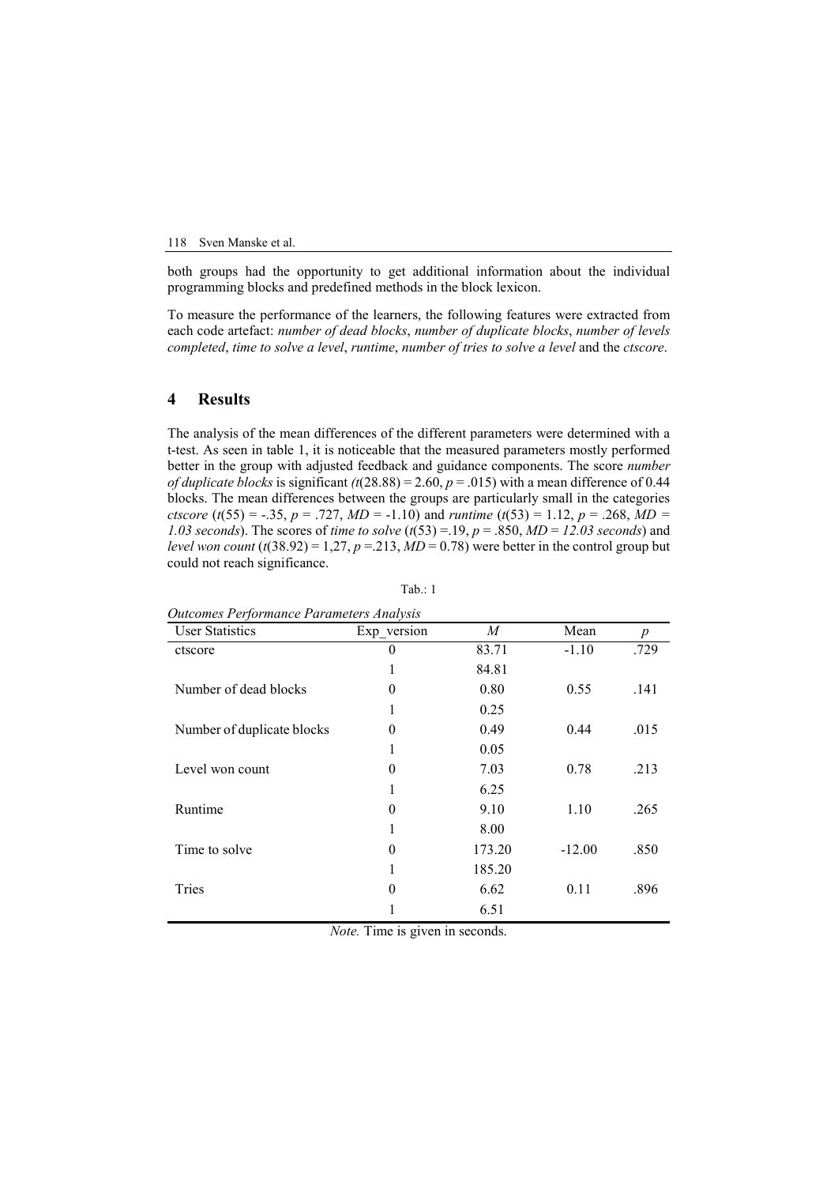both groups had the opportunity to get additional information about the individual programming blocks and predefined methods in the block lexicon.

To measure the performance of the learners, the following features were extracted from each code artefact: *number of dead blocks*, *number of duplicate blocks*, *number of levels completed*, *time to solve a level*, *runtime*, *number of tries to solve a level* and the *ctscore*.

## 4 Results

The analysis of the mean differences of the different parameters were determined with a t-test. As seen in table 1, it is noticeable that the measured parameters mostly performed better in the group with adjusted feedback and guidance components. The score *number of duplicate blocks* is significant ($t(28.88) = 2.60$, $p = .015$) with a mean difference of 0.44 blocks. The mean differences between the groups are particularly small in the categories *ctscore* ($t(55) = -.35$, $p = .727$, $MD = -1.10$) and *runtime* ($t(53) = 1.12$, $p = .268$, $MD = 1.03$ *seconds*). The scores of *time to solve* ($t(53) = .19$, $p = .850$, $MD = 12.03$ *seconds*) and *level won count* ($t(38.92) = 1{,}27$, $p = .213$, $MD = 0.78$) were better in the control group but could not reach significance.

Tab.: 1

*Outcomes Performance Parameters Analysis*

| User Statistics | Exp_version | *M* | Mean | *p* |
|---|---|---|---|---|
| ctscore | 0 | 83.71 | -1.10 | .729 |
| | 1 | 84.81 | | |
| Number of dead blocks | 0 | 0.80 | 0.55 | .141 |
| | 1 | 0.25 | | |
| Number of duplicate blocks | 0 | 0.49 | 0.44 | .015 |
| | 1 | 0.05 | | |
| Level won count | 0 | 7.03 | 0.78 | .213 |
| | 1 | 6.25 | | |
| Runtime | 0 | 9.10 | 1.10 | .265 |
| | 1 | 8.00 | | |
| Time to solve | 0 | 173.20 | -12.00 | .850 |
| | 1 | 185.20 | | |
| Tries | 0 | 6.62 | 0.11 | .896 |
| | 1 | 6.51 | | |

*Note.* Time is given in seconds.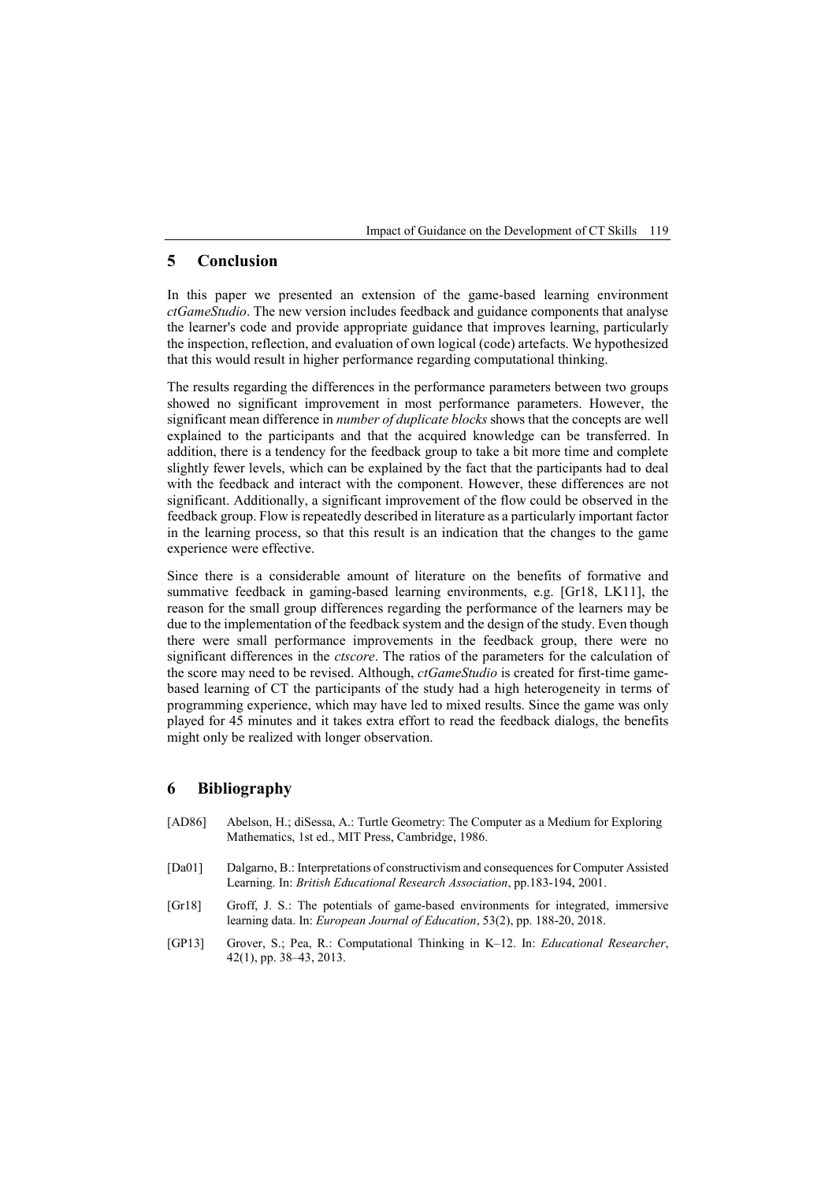## 5 Conclusion

In this paper we presented an extension of the game-based learning environment *ctGameStudio*. The new version includes feedback and guidance components that analyse the learner's code and provide appropriate guidance that improves learning, particularly the inspection, reflection, and evaluation of own logical (code) artefacts. We hypothesized that this would result in higher performance regarding computational thinking.

The results regarding the differences in the performance parameters between two groups showed no significant improvement in most performance parameters. However, the significant mean difference in *number of duplicate blocks* shows that the concepts are well explained to the participants and that the acquired knowledge can be transferred. In addition, there is a tendency for the feedback group to take a bit more time and complete slightly fewer levels, which can be explained by the fact that the participants had to deal with the feedback and interact with the component. However, these differences are not significant. Additionally, a significant improvement of the flow could be observed in the feedback group. Flow is repeatedly described in literature as a particularly important factor in the learning process, so that this result is an indication that the changes to the game experience were effective.

Since there is a considerable amount of literature on the benefits of formative and summative feedback in gaming-based learning environments, e.g. [Gr18, LK11], the reason for the small group differences regarding the performance of the learners may be due to the implementation of the feedback system and the design of the study. Even though there were small performance improvements in the feedback group, there were no significant differences in the *ctscore*. The ratios of the parameters for the calculation of the score may need to be revised. Although, *ctGameStudio* is created for first-time game-based learning of CT the participants of the study had a high heterogeneity in terms of programming experience, which may have led to mixed results. Since the game was only played for 45 minutes and it takes extra effort to read the feedback dialogs, the benefits might only be realized with longer observation.

## 6 Bibliography

[AD86] Abelson, H.; diSessa, A.: Turtle Geometry: The Computer as a Medium for Exploring Mathematics, 1st ed., MIT Press, Cambridge, 1986.

[Da01] Dalgarno, B.: Interpretations of constructivism and consequences for Computer Assisted Learning. In: *British Educational Research Association*, pp.183-194, 2001.

[Gr18] Groff, J. S.: The potentials of game-based environments for integrated, immersive learning data. In: *European Journal of Education*, 53(2), pp. 188-20, 2018.

[GP13] Grover, S.; Pea, R.: Computational Thinking in K–12. In: *Educational Researcher*, 42(1), pp. 38–43, 2013.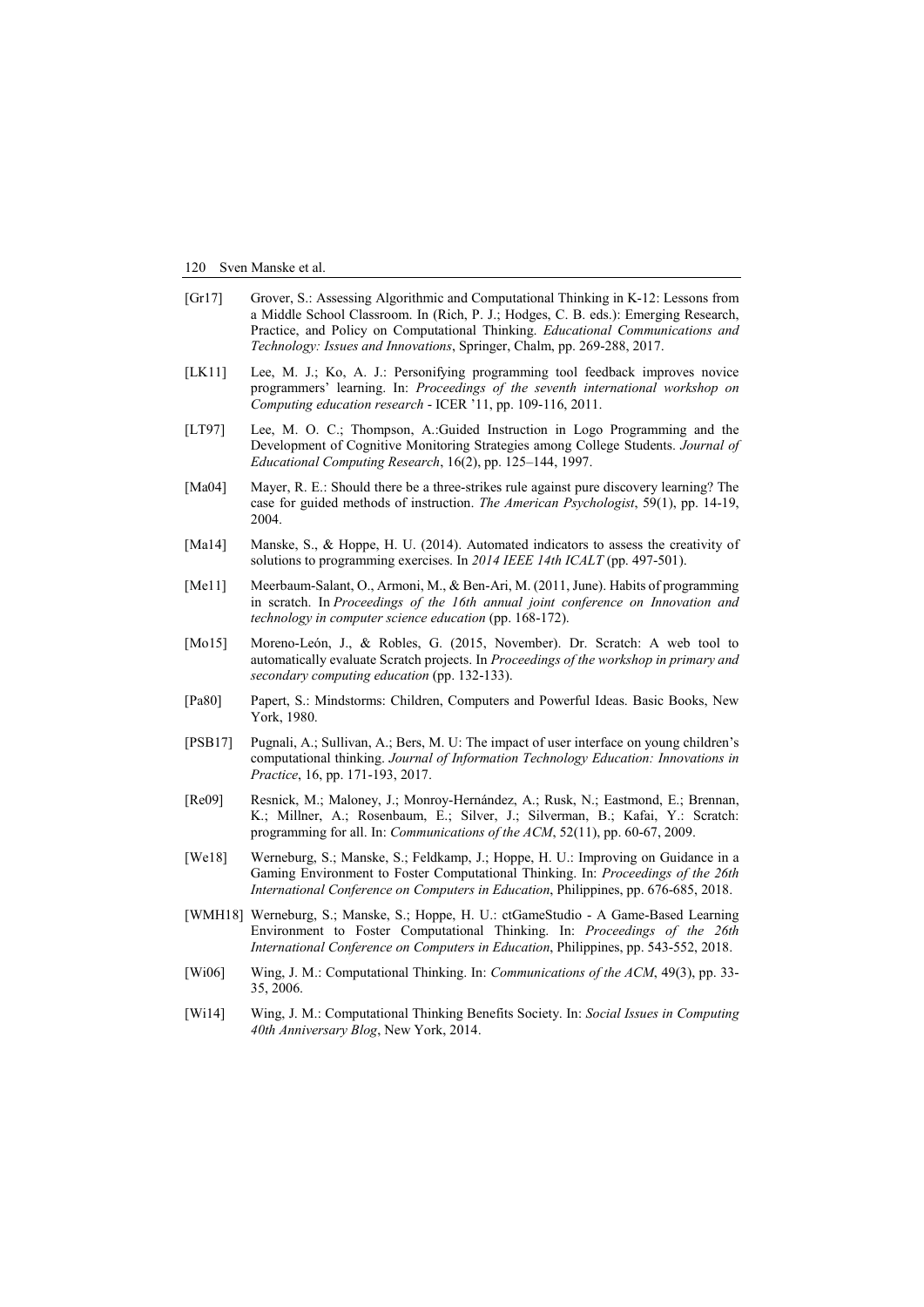[Gr17] Grover, S.: Assessing Algorithmic and Computational Thinking in K-12: Lessons from a Middle School Classroom. In (Rich, P. J.; Hodges, C. B. eds.): Emerging Research, Practice, and Policy on Computational Thinking. *Educational Communications and Technology: Issues and Innovations*, Springer, Chalm, pp. 269-288, 2017.

[LK11] Lee, M. J.; Ko, A. J.: Personifying programming tool feedback improves novice programmers' learning. In: *Proceedings of the seventh international workshop on Computing education research* - ICER '11, pp. 109-116, 2011.

[LT97] Lee, M. O. C.; Thompson, A.:Guided Instruction in Logo Programming and the Development of Cognitive Monitoring Strategies among College Students. *Journal of Educational Computing Research*, 16(2), pp. 125–144, 1997.

[Ma04] Mayer, R. E.: Should there be a three-strikes rule against pure discovery learning? The case for guided methods of instruction. *The American Psychologist*, 59(1), pp. 14-19, 2004.

[Ma14] Manske, S., & Hoppe, H. U. (2014). Automated indicators to assess the creativity of solutions to programming exercises. In *2014 IEEE 14th ICALT* (pp. 497-501).

[Me11] Meerbaum-Salant, O., Armoni, M., & Ben-Ari, M. (2011, June). Habits of programming in scratch. In *Proceedings of the 16th annual joint conference on Innovation and technology in computer science education* (pp. 168-172).

[Mo15] Moreno-León, J., & Robles, G. (2015, November). Dr. Scratch: A web tool to automatically evaluate Scratch projects. In *Proceedings of the workshop in primary and secondary computing education* (pp. 132-133).

[Pa80] Papert, S.: Mindstorms: Children, Computers and Powerful Ideas. Basic Books, New York, 1980.

[PSB17] Pugnali, A.; Sullivan, A.; Bers, M. U: The impact of user interface on young children's computational thinking. *Journal of Information Technology Education: Innovations in Practice*, 16, pp. 171-193, 2017.

[Re09] Resnick, M.; Maloney, J.; Monroy-Hernández, A.; Rusk, N.; Eastmond, E.; Brennan, K.; Millner, A.; Rosenbaum, E.; Silver, J.; Silverman, B.; Kafai, Y.: Scratch: programming for all. In: *Communications of the ACM*, 52(11), pp. 60-67, 2009.

[We18] Werneburg, S.; Manske, S.; Feldkamp, J.; Hoppe, H. U.: Improving on Guidance in a Gaming Environment to Foster Computational Thinking. In: *Proceedings of the 26th International Conference on Computers in Education*, Philippines, pp. 676-685, 2018.

[WMH18] Werneburg, S.; Manske, S.; Hoppe, H. U.: ctGameStudio - A Game-Based Learning Environment to Foster Computational Thinking. In: *Proceedings of the 26th International Conference on Computers in Education*, Philippines, pp. 543-552, 2018.

[Wi06] Wing, J. M.: Computational Thinking. In: *Communications of the ACM*, 49(3), pp. 33-35, 2006.

[Wi14] Wing, J. M.: Computational Thinking Benefits Society. In: *Social Issues in Computing 40th Anniversary Blog*, New York, 2014.